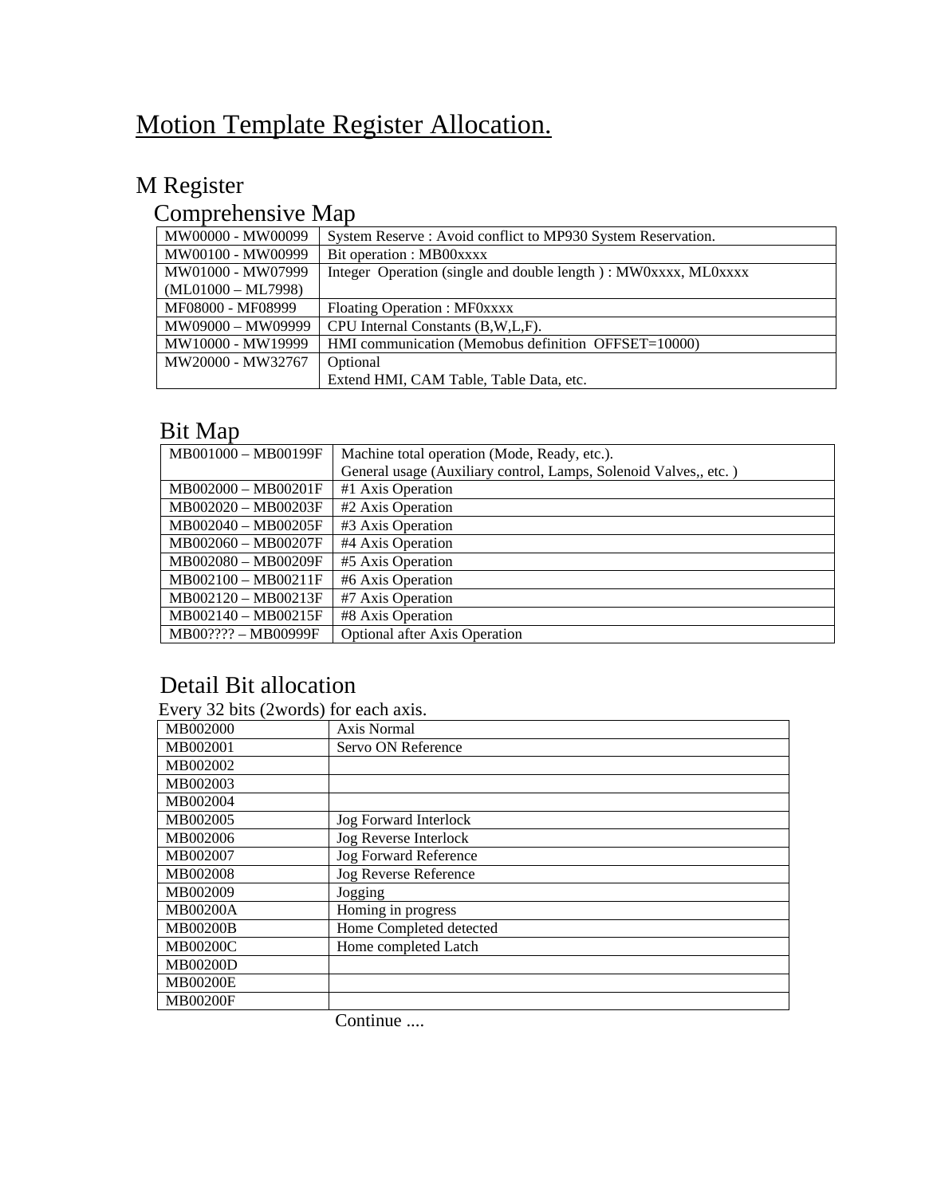// The double comma in "Valves,, etc. )" and "CPU Internal Constants (B,W,L,F)." are kept exactly as printed on the page.
# Motion Template Register Allocation.

## M Register

### Comprehensive Map

| | |
|---|---|
| MW00000 - MW00099 | System Reserve : Avoid conflict to MP930 System Reservation. |
| MW00100 - MW00999 | Bit operation : MB00xxxx |
| MW01000 - MW07999 (ML01000 – ML7998) | Integer Operation (single and double length ) : MW0xxxx, ML0xxxx |
| MF08000 - MF08999 | Floating Operation : MF0xxxx |
| MW09000 – MW09999 | CPU Internal Constants (B,W,L,F). |
| MW10000 - MW19999 | HMI communication (Memobus definition OFFSET=10000) |
| MW20000 - MW32767 | Optional<br>Extend HMI, CAM Table, Table Data, etc. |

### Bit Map

| | |
|---|---|
| MB001000 – MB00199F | Machine total operation (Mode, Ready, etc.).<br>General usage (Auxiliary control, Lamps, Solenoid Valves,, etc. ) |
| MB002000 – MB00201F | #1 Axis Operation |
| MB002020 – MB00203F | #2 Axis Operation |
| MB002040 – MB00205F | #3 Axis Operation |
| MB002060 – MB00207F | #4 Axis Operation |
| MB002080 – MB00209F | #5 Axis Operation |
| MB002100 – MB00211F | #6 Axis Operation |
| MB002120 – MB00213F | #7 Axis Operation |
| MB002140 – MB00215F | #8 Axis Operation |
| MB00???? – MB00999F | Optional after Axis Operation |

### Detail Bit allocation

Every 32 bits (2words) for each axis.

| | |
|---|---|
| MB002000 | Axis Normal |
| MB002001 | Servo ON Reference |
| MB002002 | |
| MB002003 | |
| MB002004 | |
| MB002005 | Jog Forward Interlock |
| MB002006 | Jog Reverse Interlock |
| MB002007 | Jog Forward Reference |
| MB002008 | Jog Reverse Reference |
| MB002009 | Jogging |
| MB00200A | Homing in progress |
| MB00200B | Home Completed detected |
| MB00200C | Home completed Latch |
| MB00200D | |
| MB00200E | |
| MB00200F | |

Continue ....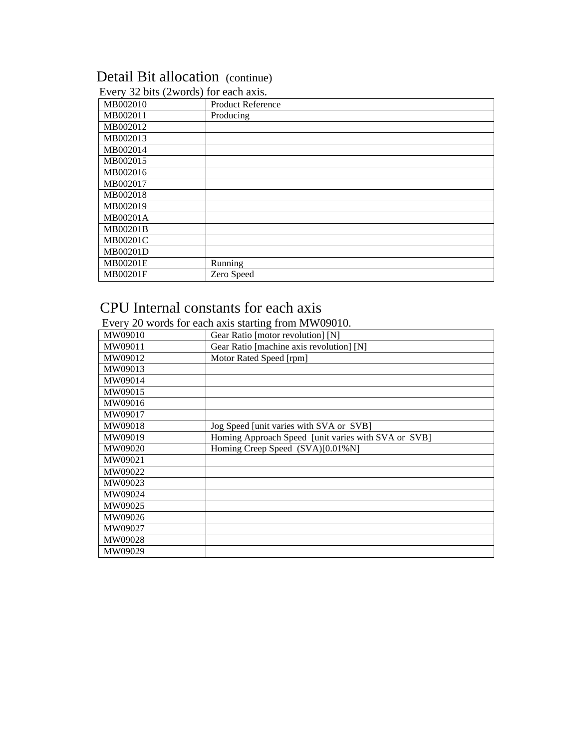## Detail Bit allocation (continue)

Every 32 bits (2words) for each axis.

| | |
|---|---|
| MB002010 | Product Reference |
| MB002011 | Producing |
| MB002012 | |
| MB002013 | |
| MB002014 | |
| MB002015 | |
| MB002016 | |
| MB002017 | |
| MB002018 | |
| MB002019 | |
| MB00201A | |
| MB00201B | |
| MB00201C | |
| MB00201D | |
| MB00201E | Running |
| MB00201F | Zero Speed |

## CPU Internal constants for each axis

Every 20 words for each axis starting from MW09010.

| | |
|---|---|
| MW09010 | Gear Ratio [motor revolution] [N] |
| MW09011 | Gear Ratio [machine axis revolution] [N] |
| MW09012 | Motor Rated Speed [rpm] |
| MW09013 | |
| MW09014 | |
| MW09015 | |
| MW09016 | |
| MW09017 | |
| MW09018 | Jog Speed [unit varies with SVA or SVB] |
| MW09019 | Homing Approach Speed [unit varies with SVA or SVB] |
| MW09020 | Homing Creep Speed (SVA)[0.01%N] |
| MW09021 | |
| MW09022 | |
| MW09023 | |
| MW09024 | |
| MW09025 | |
| MW09026 | |
| MW09027 | |
| MW09028 | |
| MW09029 | |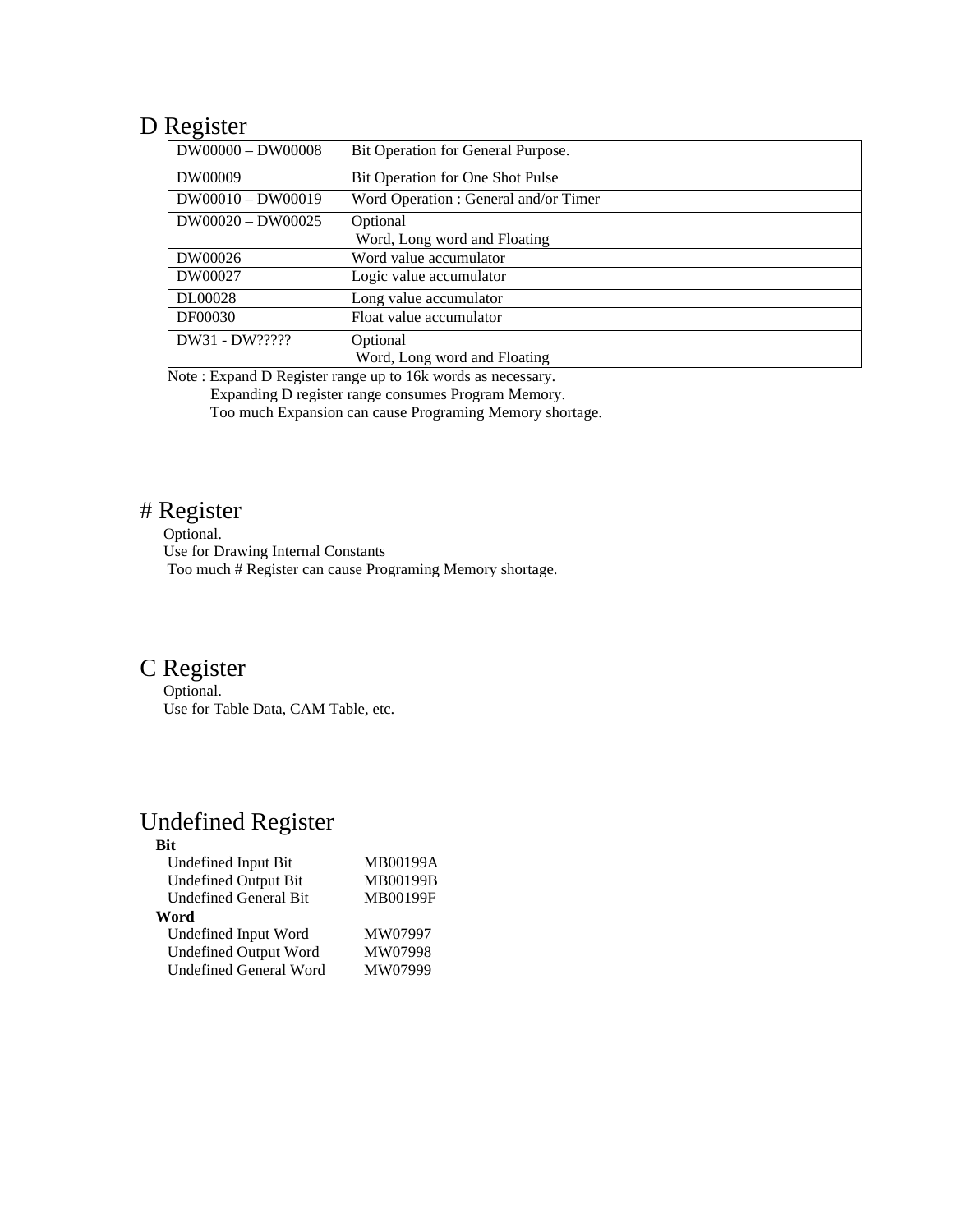## D Register

| | |
|---|---|
| DW00000 – DW00008 | Bit Operation for General Purpose. |
| DW00009 | Bit Operation for One Shot Pulse |
| DW00010 – DW00019 | Word Operation : General and/or Timer |
| DW00020 – DW00025 | Optional<br>Word, Long word and Floating |
| DW00026 | Word value accumulator |
| DW00027 | Logic value accumulator |
| DL00028 | Long value accumulator |
| DF00030 | Float value accumulator |
| DW31 - DW????? | Optional<br>Word, Long word and Floating |

Note : Expand D Register range up to 16k words as necessary.
Expanding D register range consumes Program Memory.
Too much Expansion can cause Programing Memory shortage.

## # Register

Optional.
Use for Drawing Internal Constants
Too much # Register can cause Programing Memory shortage.

## C Register

Optional.
Use for Table Data, CAM Table, etc.

## Undefined Register

**Bit**

| | |
|---|---|
| Undefined Input Bit | MB00199A |
| Undefined Output Bit | MB00199B |
| Undefined General Bit | MB00199F |

**Word**

| | |
|---|---|
| Undefined Input Word | MW07997 |
| Undefined Output Word | MW07998 |
| Undefined General Word | MW07999 |